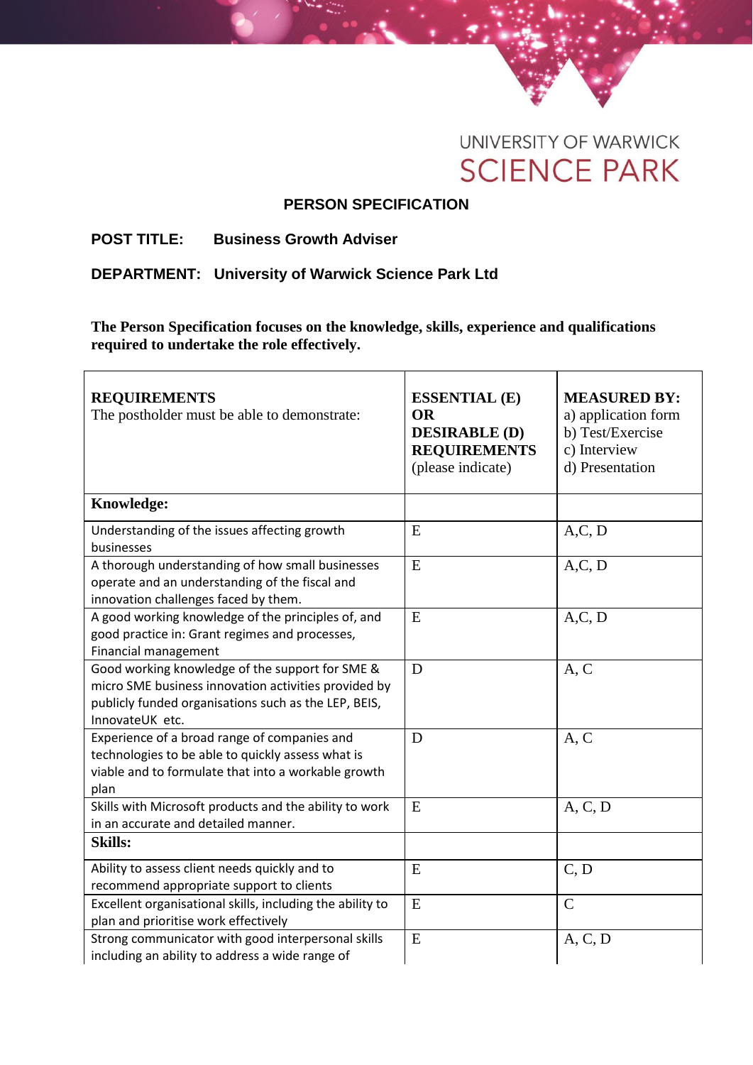UNIVERSITY OF WARWICK
SCIENCE PARK

# PERSON SPECIFICATION

**POST TITLE:** **Business Growth Adviser**

**DEPARTMENT:** **University of Warwick Science Park Ltd**

**The Person Specification focuses on the knowledge, skills, experience and qualifications required to undertake the role effectively.**

| **REQUIREMENTS** The postholder must be able to demonstrate: | **ESSENTIAL (E) OR DESIRABLE (D) REQUIREMENTS** (please indicate) | **MEASURED BY:** a) application form b) Test/Exercise c) Interview d) Presentation |
|---|---|---|
| **Knowledge:** | | |
| Understanding of the issues affecting growth businesses | E | A,C, D |
| A thorough understanding of how small businesses operate and an understanding of the fiscal and innovation challenges faced by them. | E | A,C, D |
| A good working knowledge of the principles of, and good practice in: Grant regimes and processes, Financial management | E | A,C, D |
| Good working knowledge of the support for SME & micro SME business innovation activities provided by publicly funded organisations such as the LEP, BEIS, InnovateUK etc. | D | A, C |
| Experience of a broad range of companies and technologies to be able to quickly assess what is viable and to formulate that into a workable growth plan | D | A, C |
| Skills with Microsoft products and the ability to work in an accurate and detailed manner. | E | A, C, D |
| **Skills:** | | |
| Ability to assess client needs quickly and to recommend appropriate support to clients | E | C, D |
| Excellent organisational skills, including the ability to plan and prioritise work effectively | E | C |
| Strong communicator with good interpersonal skills including an ability to address a wide range of | E | A, C, D |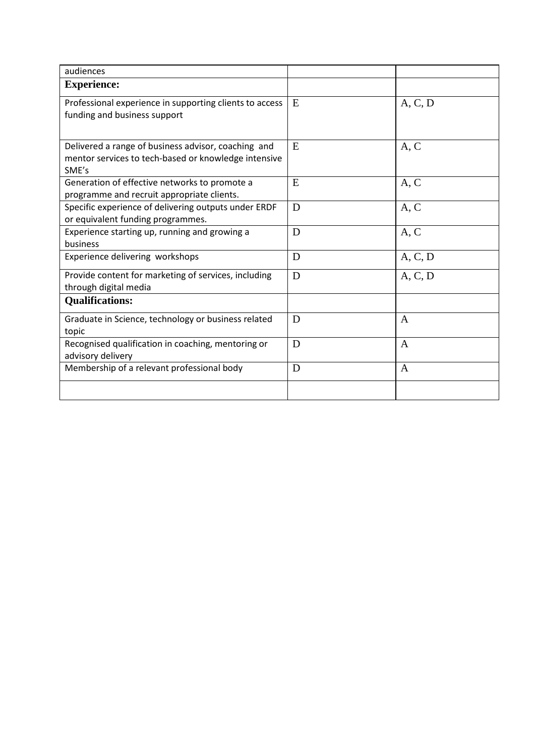| | | |
|---|---|---|
| audiences | | |
| **Experience:** | | |
| Professional experience in supporting clients to access funding and business support | E | A, C, D |
| Delivered a range of business advisor, coaching and mentor services to tech-based or knowledge intensive SME's | E | A, C |
| Generation of effective networks to promote a programme and recruit appropriate clients. | E | A, C |
| Specific experience of delivering outputs under ERDF or equivalent funding programmes. | D | A, C |
| Experience starting up, running and growing a business | D | A, C |
| Experience delivering workshops | D | A, C, D |
| Provide content for marketing of services, including through digital media | D | A, C, D |
| **Qualifications:** | | |
| Graduate in Science, technology or business related topic | D | A |
| Recognised qualification in coaching, mentoring or advisory delivery | D | A |
| Membership of a relevant professional body | D | A |
| | | |